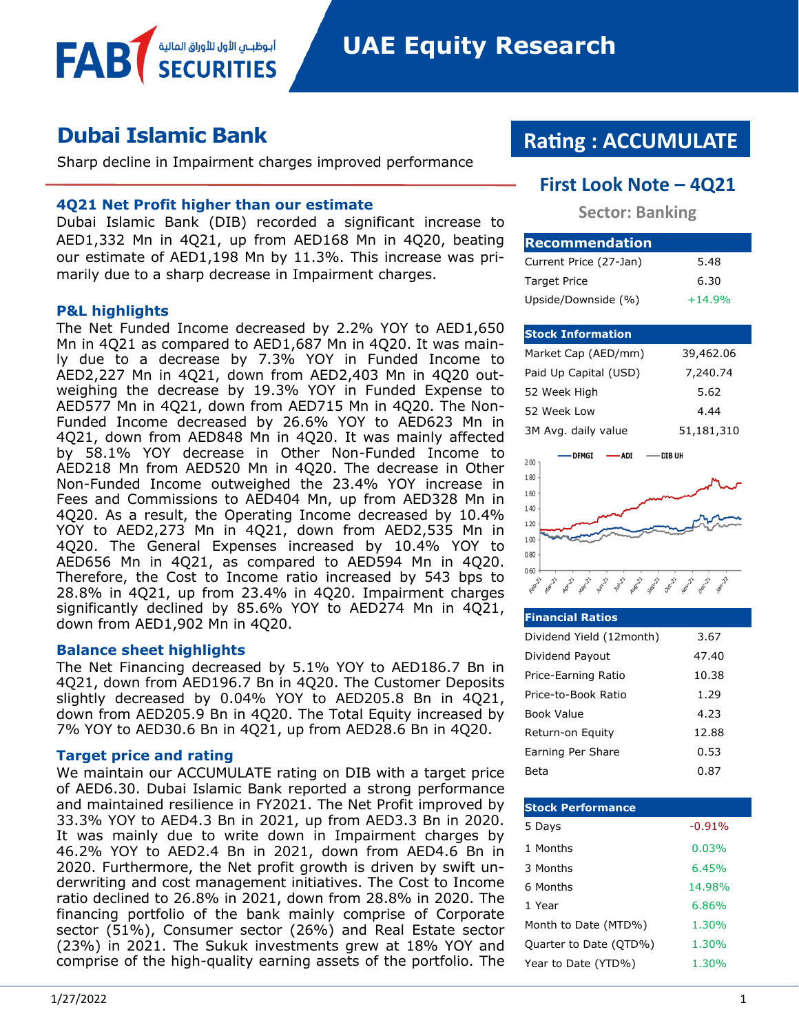# UAE Equity Research

## Dubai Islamic Bank

Sharp decline in Impairment charges improved performance

**Rating : ACCUMULATE**

**First Look Note – 4Q21**

**Sector: Banking**

### 4Q21 Net Profit higher than our estimate

Dubai Islamic Bank (DIB) recorded a significant increase to AED1,332 Mn in 4Q21, up from AED168 Mn in 4Q20, beating our estimate of AED1,198 Mn by 11.3%. This increase was primarily due to a sharp decrease in Impairment charges.

### P&L highlights

The Net Funded Income decreased by 2.2% YOY to AED1,650 Mn in 4Q21 as compared to AED1,687 Mn in 4Q20. It was mainly due to a decrease by 7.3% YOY in Funded Income to AED2,227 Mn in 4Q21, down from AED2,403 Mn in 4Q20 outweighing the decrease by 19.3% YOY in Funded Expense to AED577 Mn in 4Q21, down from AED715 Mn in 4Q20. The Non-Funded Income decreased by 26.6% YOY to AED623 Mn in 4Q21, down from AED848 Mn in 4Q20. It was mainly affected by 58.1% YOY decrease in Other Non-Funded Income to AED218 Mn from AED520 Mn in 4Q20. The decrease in Other Non-Funded Income outweighed the 23.4% YOY increase in Fees and Commissions to AED404 Mn, up from AED328 Mn in 4Q20. As a result, the Operating Income decreased by 10.4% YOY to AED2,273 Mn in 4Q21, down from AED2,535 Mn in 4Q20. The General Expenses increased by 10.4% YOY to AED656 Mn in 4Q21, as compared to AED594 Mn in 4Q20. Therefore, the Cost to Income ratio increased by 543 bps to 28.8% in 4Q21, up from 23.4% in 4Q20. Impairment charges significantly declined by 85.6% YOY to AED274 Mn in 4Q21, down from AED1,902 Mn in 4Q20.

### Balance sheet highlights

The Net Financing decreased by 5.1% YOY to AED186.7 Bn in 4Q21, down from AED196.7 Bn in 4Q20. The Customer Deposits slightly decreased by 0.04% YOY to AED205.8 Bn in 4Q21, down from AED205.9 Bn in 4Q20. The Total Equity increased by 7% YOY to AED30.6 Bn in 4Q21, up from AED28.6 Bn in 4Q20.

### Target price and rating

We maintain our ACCUMULATE rating on DIB with a target price of AED6.30. Dubai Islamic Bank reported a strong performance and maintained resilience in FY2021. The Net Profit improved by 33.3% YOY to AED4.3 Bn in 2021, up from AED3.3 Bn in 2020. It was mainly due to write down in Impairment charges by 46.2% YOY to AED2.4 Bn in 2021, down from AED4.6 Bn in 2020. Furthermore, the Net profit growth is driven by swift underwriting and cost management initiatives. The Cost to Income ratio declined to 26.8% in 2021, down from 28.8% in 2020. The financing portfolio of the bank mainly comprise of Corporate sector (51%), Consumer sector (26%) and Real Estate sector (23%) in 2021. The Sukuk investments grew at 18% YOY and comprise of the high-quality earning assets of the portfolio. The

| Recommendation | |
|---|---|
| Current Price (27-Jan) | 5.48 |
| Target Price | 6.30 |
| Upside/Downside (%) | +14.9% |

| Stock Information | |
|---|---|
| Market Cap (AED/mm) | 39,462.06 |
| Paid Up Capital (USD) | 7,240.74 |
| 52 Week High | 5.62 |
| 52 Week Low | 4.44 |
| 3M Avg. daily value | 51,181,310 |

| Financial Ratios | |
|---|---|
| Dividend Yield (12month) | 3.67 |
| Dividend Payout | 47.40 |
| Price-Earning Ratio | 10.38 |
| Price-to-Book Ratio | 1.29 |
| Book Value | 4.23 |
| Return-on Equity | 12.88 |
| Earning Per Share | 0.53 |
| Beta | 0.87 |

| Stock Performance | |
|---|---|
| 5 Days | -0.91% |
| 1 Months | 0.03% |
| 3 Months | 6.45% |
| 6 Months | 14.98% |
| 1 Year | 6.86% |
| Month to Date (MTD%) | 1.30% |
| Quarter to Date (QTD%) | 1.30% |
| Year to Date (YTD%) | 1.30% |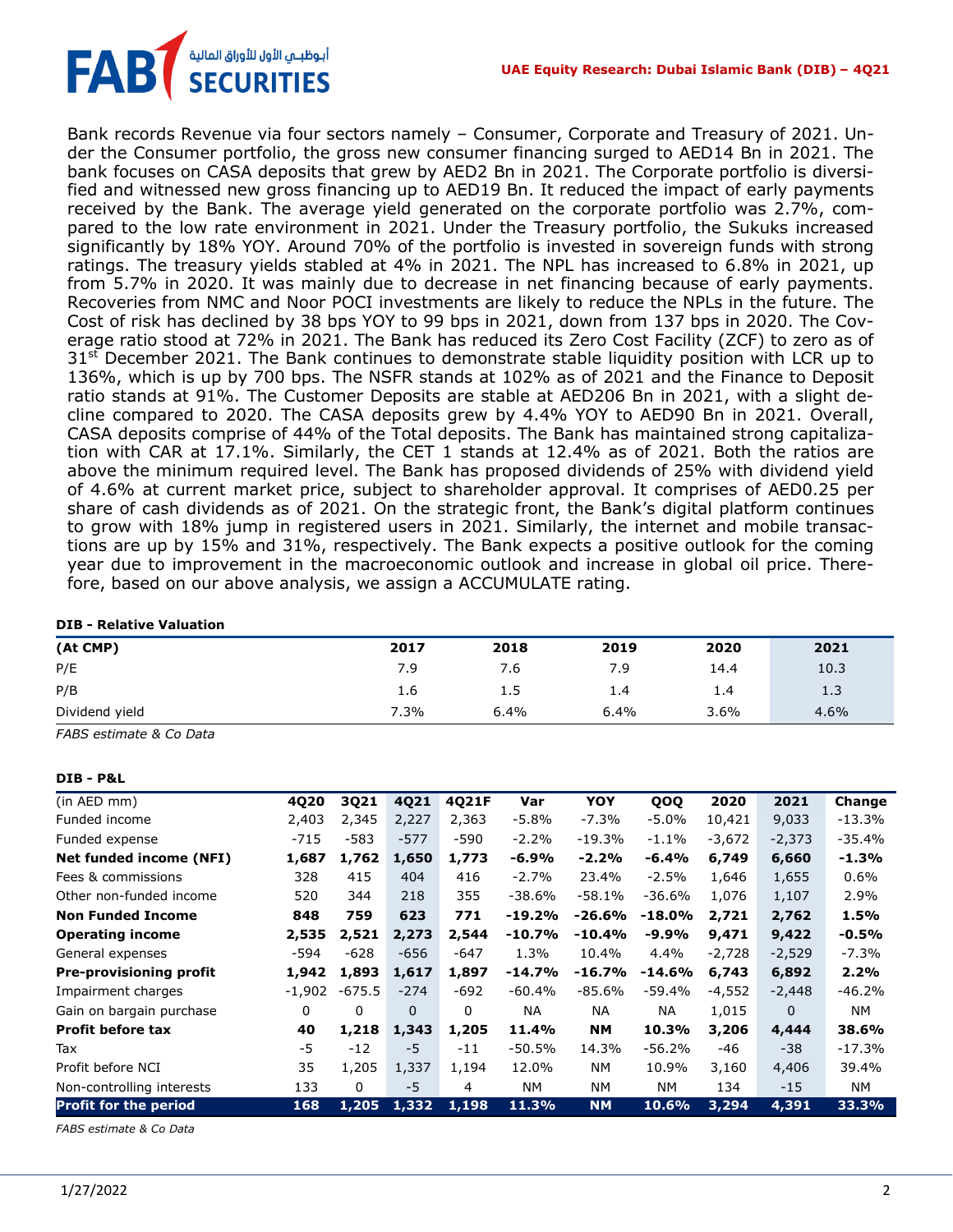Bank records Revenue via four sectors namely – Consumer, Corporate and Treasury of 2021. Under the Consumer portfolio, the gross new consumer financing surged to AED14 Bn in 2021. The bank focuses on CASA deposits that grew by AED2 Bn in 2021. The Corporate portfolio is diversified and witnessed new gross financing up to AED19 Bn. It reduced the impact of early payments received by the Bank. The average yield generated on the corporate portfolio was 2.7%, compared to the low rate environment in 2021. Under the Treasury portfolio, the Sukuks increased significantly by 18% YOY. Around 70% of the portfolio is invested in sovereign funds with strong ratings. The treasury yields stabled at 4% in 2021. The NPL has increased to 6.8% in 2021, up from 5.7% in 2020. It was mainly due to decrease in net financing because of early payments. Recoveries from NMC and Noor POCI investments are likely to reduce the NPLs in the future. The Cost of risk has declined by 38 bps YOY to 99 bps in 2021, down from 137 bps in 2020. The Coverage ratio stood at 72% in 2021. The Bank has reduced its Zero Cost Facility (ZCF) to zero as of 31st December 2021. The Bank continues to demonstrate stable liquidity position with LCR up to 136%, which is up by 700 bps. The NSFR stands at 102% as of 2021 and the Finance to Deposit ratio stands at 91%. The Customer Deposits are stable at AED206 Bn in 2021, with a slight decline compared to 2020. The CASA deposits grew by 4.4% YOY to AED90 Bn in 2021. Overall, CASA deposits comprise of 44% of the Total deposits. The Bank has maintained strong capitalization with CAR at 17.1%. Similarly, the CET 1 stands at 12.4% as of 2021. Both the ratios are above the minimum required level. The Bank has proposed dividends of 25% with dividend yield of 4.6% at current market price, subject to shareholder approval. It comprises of AED0.25 per share of cash dividends as of 2021. On the strategic front, the Bank's digital platform continues to grow with 18% jump in registered users in 2021. Similarly, the internet and mobile transactions are up by 15% and 31%, respectively. The Bank expects a positive outlook for the coming year due to improvement in the macroeconomic outlook and increase in global oil price. Therefore, based on our above analysis, we assign a ACCUMULATE rating.

**DIB - Relative Valuation**

| (At CMP) | 2017 | 2018 | 2019 | 2020 | 2021 |
|---|---|---|---|---|---|
| P/E | 7.9 | 7.6 | 7.9 | 14.4 | 10.3 |
| P/B | 1.6 | 1.5 | 1.4 | 1.4 | 1.3 |
| Dividend yield | 7.3% | 6.4% | 6.4% | 3.6% | 4.6% |

*FABS estimate & Co Data*

**DIB - P&L**

| (in AED mm) | 4Q20 | 3Q21 | 4Q21 | 4Q21F | Var | YOY | QOQ | 2020 | 2021 | Change |
|---|---|---|---|---|---|---|---|---|---|---|
| Funded income | 2,403 | 2,345 | 2,227 | 2,363 | -5.8% | -7.3% | -5.0% | 10,421 | 9,033 | -13.3% |
| Funded expense | -715 | -583 | -577 | -590 | -2.2% | -19.3% | -1.1% | -3,672 | -2,373 | -35.4% |
| **Net funded income (NFI)** | **1,687** | **1,762** | **1,650** | **1,773** | **-6.9%** | **-2.2%** | **-6.4%** | **6,749** | **6,660** | **-1.3%** |
| Fees & commissions | 328 | 415 | 404 | 416 | -2.7% | 23.4% | -2.5% | 1,646 | 1,655 | 0.6% |
| Other non-funded income | 520 | 344 | 218 | 355 | -38.6% | -58.1% | -36.6% | 1,076 | 1,107 | 2.9% |
| **Non Funded Income** | **848** | **759** | **623** | **771** | **-19.2%** | **-26.6%** | **-18.0%** | **2,721** | **2,762** | **1.5%** |
| **Operating income** | **2,535** | **2,521** | **2,273** | **2,544** | **-10.7%** | **-10.4%** | **-9.9%** | **9,471** | **9,422** | **-0.5%** |
| General expenses | -594 | -628 | -656 | -647 | 1.3% | 10.4% | 4.4% | -2,728 | -2,529 | -7.3% |
| **Pre-provisioning profit** | **1,942** | **1,893** | **1,617** | **1,897** | **-14.7%** | **-16.7%** | **-14.6%** | **6,743** | **6,892** | **2.2%** |
| Impairment charges | -1,902 | -675.5 | -274 | -692 | -60.4% | -85.6% | -59.4% | -4,552 | -2,448 | -46.2% |
| Gain on bargain purchase | 0 | 0 | 0 | 0 | NA | NA | NA | 1,015 | 0 | NM |
| **Profit before tax** | **40** | **1,218** | **1,343** | **1,205** | **11.4%** | **NM** | **10.3%** | **3,206** | **4,444** | **38.6%** |
| Tax | -5 | -12 | -5 | -11 | -50.5% | 14.3% | -56.2% | -46 | -38 | -17.3% |
| Profit before NCI | 35 | 1,205 | 1,337 | 1,194 | 12.0% | NM | 10.9% | 3,160 | 4,406 | 39.4% |
| Non-controlling interests | 133 | 0 | -5 | 4 | NM | NM | NM | 134 | -15 | NM |
| **Profit for the period** | **168** | **1,205** | **1,332** | **1,198** | **11.3%** | **NM** | **10.6%** | **3,294** | **4,391** | **33.3%** |

*FABS estimate & Co Data*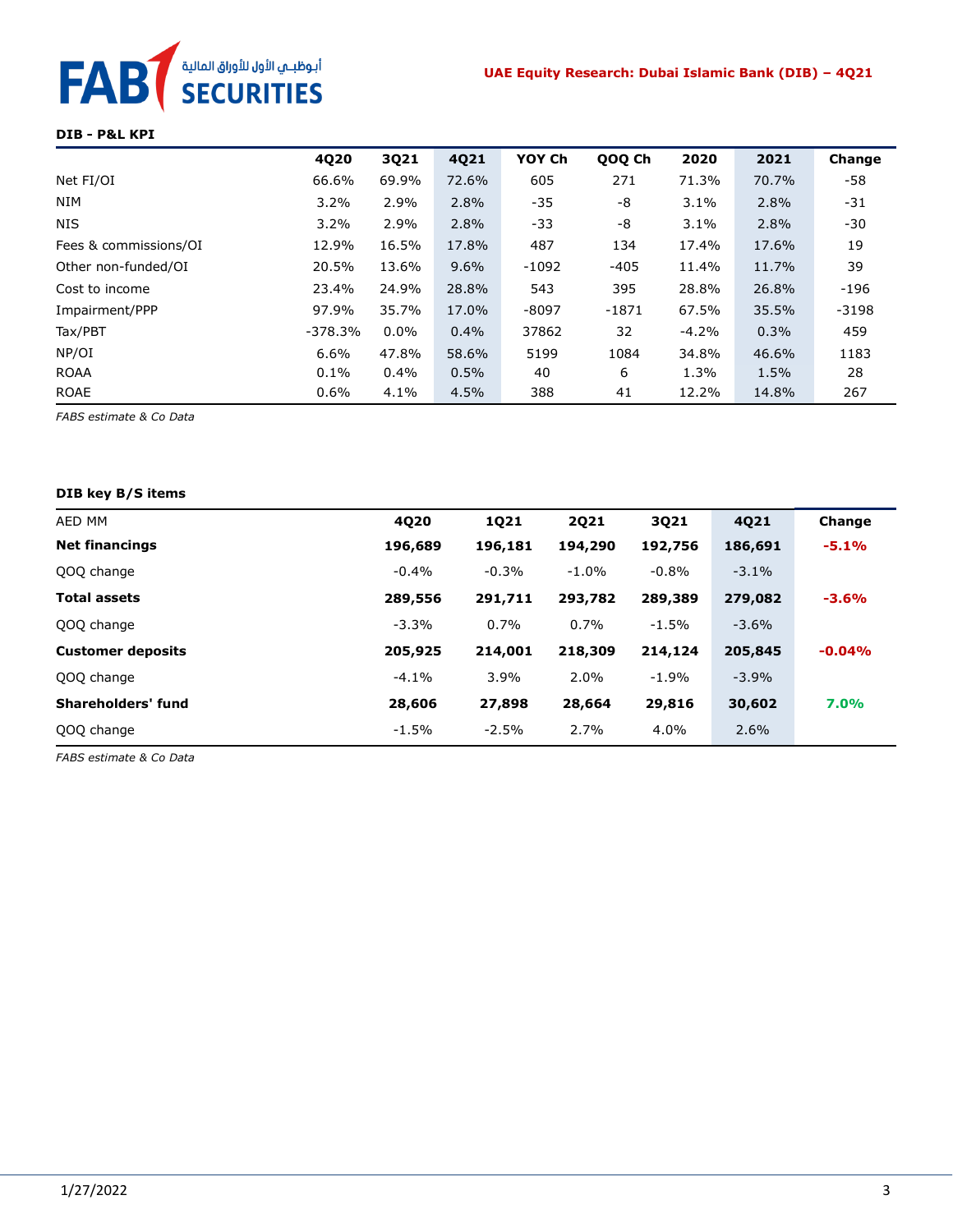**DIB - P&L KPI**

| | 4Q20 | 3Q21 | 4Q21 | YOY Ch | QOQ Ch | 2020 | 2021 | Change |
|---|---|---|---|---|---|---|---|---|
| Net FI/OI | 66.6% | 69.9% | 72.6% | 605 | 271 | 71.3% | 70.7% | -58 |
| NIM | 3.2% | 2.9% | 2.8% | -35 | -8 | 3.1% | 2.8% | -31 |
| NIS | 3.2% | 2.9% | 2.8% | -33 | -8 | 3.1% | 2.8% | -30 |
| Fees & commissions/OI | 12.9% | 16.5% | 17.8% | 487 | 134 | 17.4% | 17.6% | 19 |
| Other non-funded/OI | 20.5% | 13.6% | 9.6% | -1092 | -405 | 11.4% | 11.7% | 39 |
| Cost to income | 23.4% | 24.9% | 28.8% | 543 | 395 | 28.8% | 26.8% | -196 |
| Impairment/PPP | 97.9% | 35.7% | 17.0% | -8097 | -1871 | 67.5% | 35.5% | -3198 |
| Tax/PBT | -378.3% | 0.0% | 0.4% | 37862 | 32 | -4.2% | 0.3% | 459 |
| NP/OI | 6.6% | 47.8% | 58.6% | 5199 | 1084 | 34.8% | 46.6% | 1183 |
| ROAA | 0.1% | 0.4% | 0.5% | 40 | 6 | 1.3% | 1.5% | 28 |
| ROAE | 0.6% | 4.1% | 4.5% | 388 | 41 | 12.2% | 14.8% | 267 |

*FABS estimate & Co Data*

**DIB key B/S items**

| AED MM | 4Q20 | 1Q21 | 2Q21 | 3Q21 | 4Q21 | Change |
|---|---|---|---|---|---|---|
| **Net financings** | **196,689** | **196,181** | **194,290** | **192,756** | **186,691** | **-5.1%** |
| QOQ change | -0.4% | -0.3% | -1.0% | -0.8% | -3.1% | |
| **Total assets** | **289,556** | **291,711** | **293,782** | **289,389** | **279,082** | **-3.6%** |
| QOQ change | -3.3% | 0.7% | 0.7% | -1.5% | -3.6% | |
| **Customer deposits** | **205,925** | **214,001** | **218,309** | **214,124** | **205,845** | **-0.04%** |
| QOQ change | -4.1% | 3.9% | 2.0% | -1.9% | -3.9% | |
| **Shareholders' fund** | **28,606** | **27,898** | **28,664** | **29,816** | **30,602** | **7.0%** |
| QOQ change | -1.5% | -2.5% | 2.7% | 4.0% | 2.6% | |

*FABS estimate & Co Data*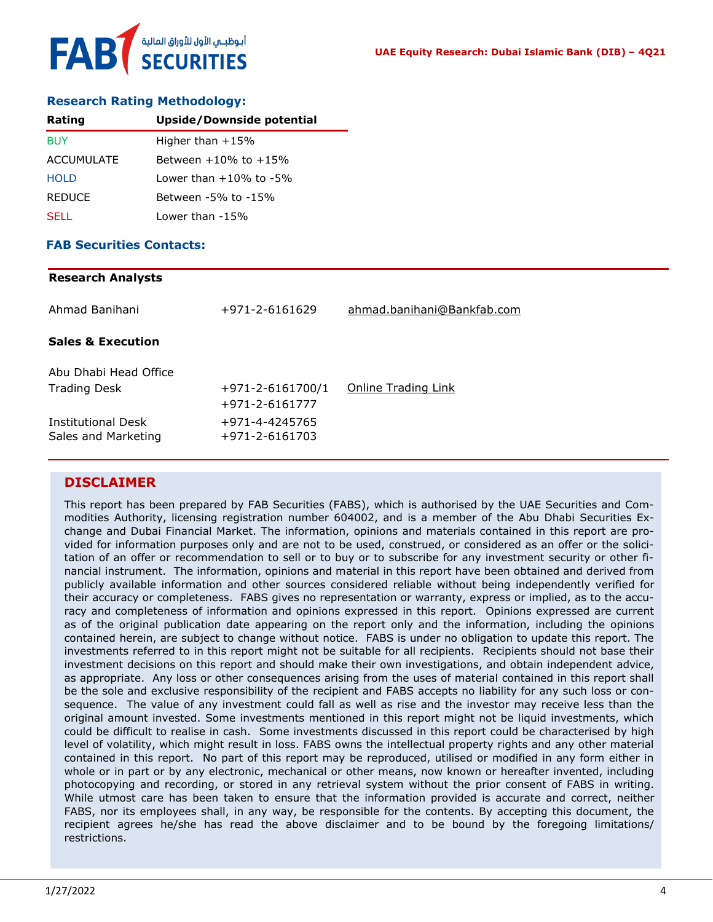### Research Rating Methodology:

| Rating | Upside/Downside potential |
|---|---|
| BUY | Higher than +15% |
| ACCUMULATE | Between +10% to +15% |
| HOLD | Lower than +10% to -5% |
| REDUCE | Between -5% to -15% |
| SELL | Lower than -15% |

### FAB Securities Contacts:

**Research Analysts**

| | | |
|---|---|---|
| Ahmad Banihani | +971-2-6161629 | ahmad.banihani@Bankfab.com |

**Sales & Execution**

| | | |
|---|---|---|
| Abu Dhabi Head Office | | |
| Trading Desk | +971-2-6161700/1<br>+971-2-6161777 | Online Trading Link |
| Institutional Desk | +971-4-4245765 | |
| Sales and Marketing | +971-2-6161703 | |

## DISCLAIMER

This report has been prepared by FAB Securities (FABS), which is authorised by the UAE Securities and Commodities Authority, licensing registration number 604002, and is a member of the Abu Dhabi Securities Exchange and Dubai Financial Market. The information, opinions and materials contained in this report are provided for information purposes only and are not to be used, construed, or considered as an offer or the solicitation of an offer or recommendation to sell or to buy or to subscribe for any investment security or other financial instrument. The information, opinions and material in this report have been obtained and derived from publicly available information and other sources considered reliable without being independently verified for their accuracy or completeness. FABS gives no representation or warranty, express or implied, as to the accuracy and completeness of information and opinions expressed in this report. Opinions expressed are current as of the original publication date appearing on the report only and the information, including the opinions contained herein, are subject to change without notice. FABS is under no obligation to update this report. The investments referred to in this report might not be suitable for all recipients. Recipients should not base their investment decisions on this report and should make their own investigations, and obtain independent advice, as appropriate. Any loss or other consequences arising from the uses of material contained in this report shall be the sole and exclusive responsibility of the recipient and FABS accepts no liability for any such loss or consequence. The value of any investment could fall as well as rise and the investor may receive less than the original amount invested. Some investments mentioned in this report might not be liquid investments, which could be difficult to realise in cash. Some investments discussed in this report could be characterised by high level of volatility, which might result in loss. FABS owns the intellectual property rights and any other material contained in this report. No part of this report may be reproduced, utilised or modified in any form either in whole or in part or by any electronic, mechanical or other means, now known or hereafter invented, including photocopying and recording, or stored in any retrieval system without the prior consent of FABS in writing. While utmost care has been taken to ensure that the information provided is accurate and correct, neither FABS, nor its employees shall, in any way, be responsible for the contents. By accepting this document, the recipient agrees he/she has read the above disclaimer and to be bound by the foregoing limitations/restrictions.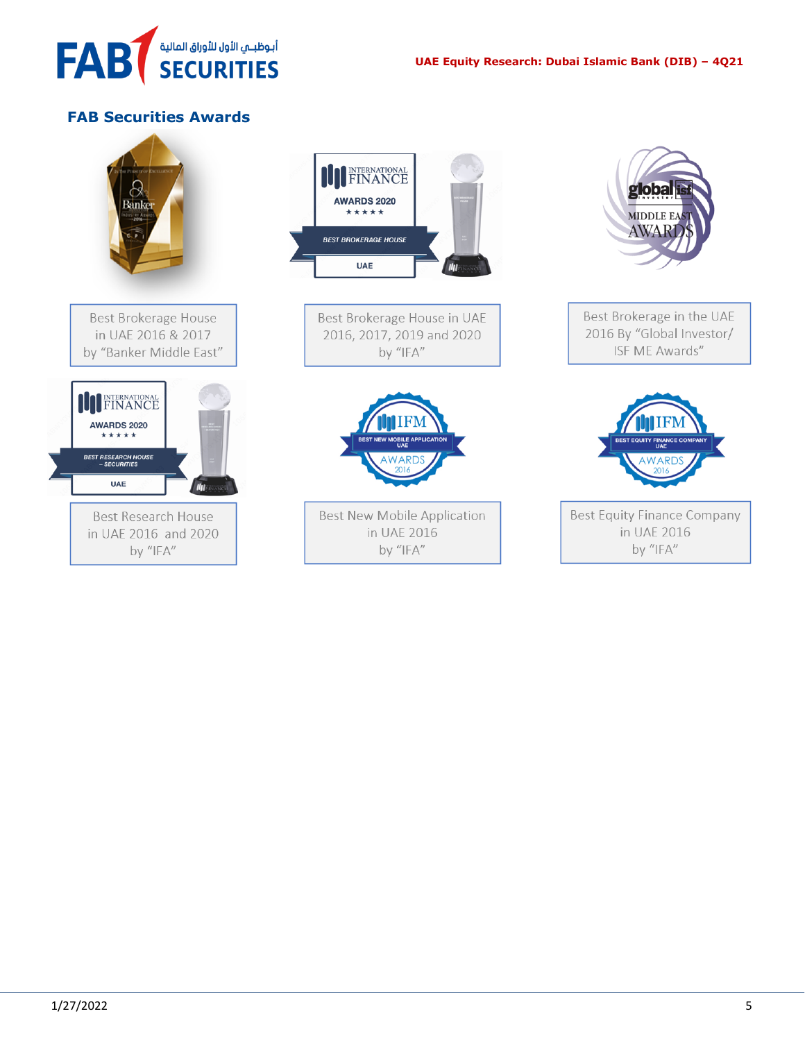## FAB Securities Awards

Best Brokerage House in UAE 2016 & 2017 by "Banker Middle East"

Best Brokerage House in UAE 2016, 2017, 2019 and 2020 by "IFA"

Best Brokerage in the UAE 2016 By "Global Investor/ ISF ME Awards"

Best Research House in UAE 2016 and 2020 by "IFA"

Best New Mobile Application in UAE 2016 by "IFA"

Best Equity Finance Company in UAE 2016 by "IFA"